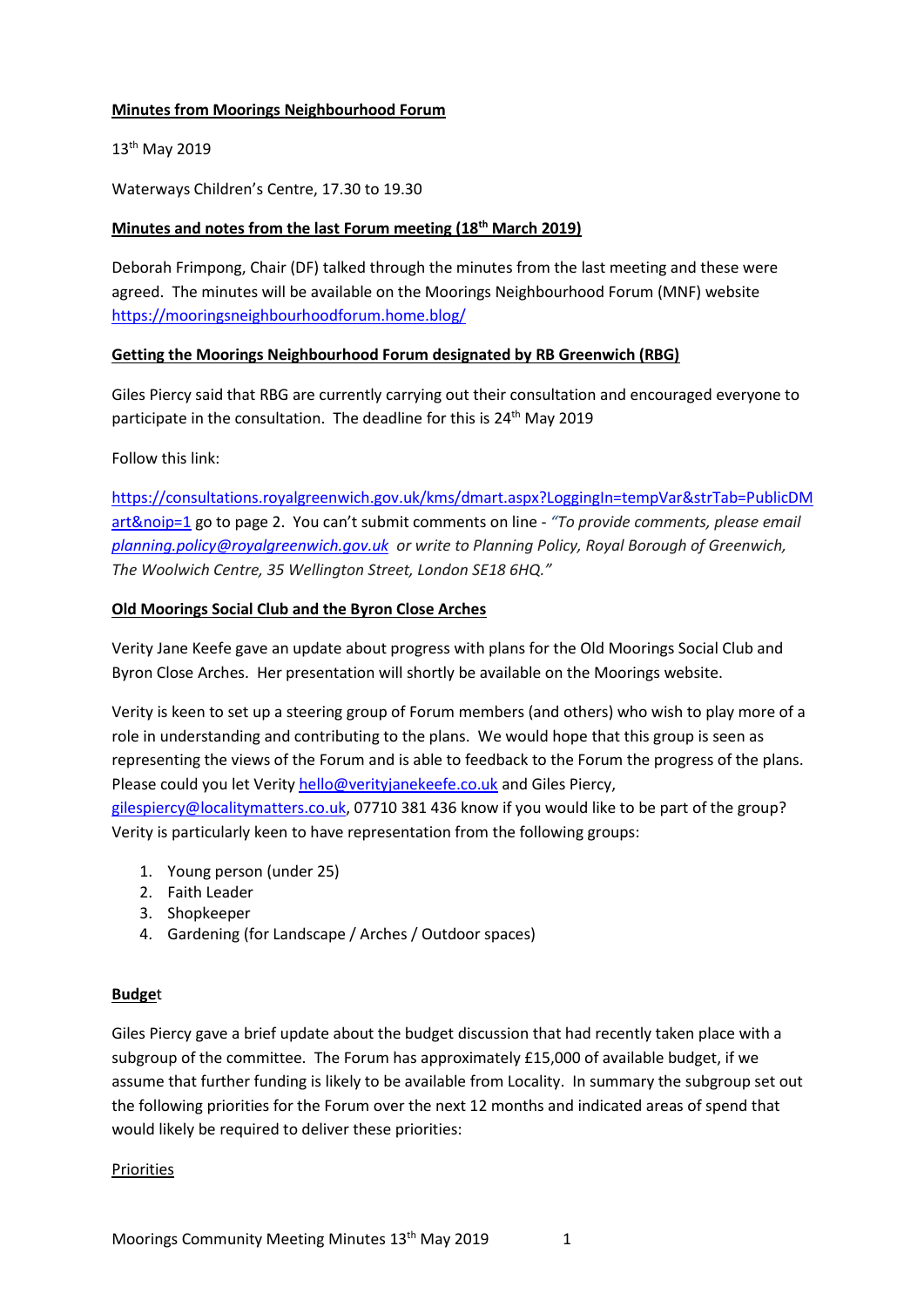**Minutes from Moorings Neighbourhood Forum**

13th May 2019

Waterways Children's Centre, 17.30 to 19.30

**Minutes and notes from the last Forum meeting (18th March 2019)**

Deborah Frimpong, Chair (DF) talked through the minutes from the last meeting and these were agreed. The minutes will be available on the Moorings Neighbourhood Forum (MNF) website https://mooringsneighbourhoodforum.home.blog/

**Getting the Moorings Neighbourhood Forum designated by RB Greenwich (RBG)**

Giles Piercy said that RBG are currently carrying out their consultation and encouraged everyone to participate in the consultation. The deadline for this is 24th May 2019

Follow this link:

https://consultations.royalgreenwich.gov.uk/kms/dmart.aspx?LoggingIn=tempVar&strTab=PublicDMart&noip=1 go to page 2. You can't submit comments on line - *"To provide comments, please email planning.policy@royalgreenwich.gov.uk or write to Planning Policy, Royal Borough of Greenwich, The Woolwich Centre, 35 Wellington Street, London SE18 6HQ."*

**Old Moorings Social Club and the Byron Close Arches**

Verity Jane Keefe gave an update about progress with plans for the Old Moorings Social Club and Byron Close Arches. Her presentation will shortly be available on the Moorings website.

Verity is keen to set up a steering group of Forum members (and others) who wish to play more of a role in understanding and contributing to the plans. We would hope that this group is seen as representing the views of the Forum and is able to feedback to the Forum the progress of the plans. Please could you let Verity hello@verityjanekeefe.co.uk and Giles Piercy, gilespiercy@localitymatters.co.uk, 07710 381 436 know if you would like to be part of the group? Verity is particularly keen to have representation from the following groups:

1. Young person (under 25)
2. Faith Leader
3. Shopkeeper
4. Gardening (for Landscape / Arches / Outdoor spaces)

**Budget**

Giles Piercy gave a brief update about the budget discussion that had recently taken place with a subgroup of the committee. The Forum has approximately £15,000 of available budget, if we assume that further funding is likely to be available from Locality. In summary the subgroup set out the following priorities for the Forum over the next 12 months and indicated areas of spend that would likely be required to deliver these priorities:

Priorities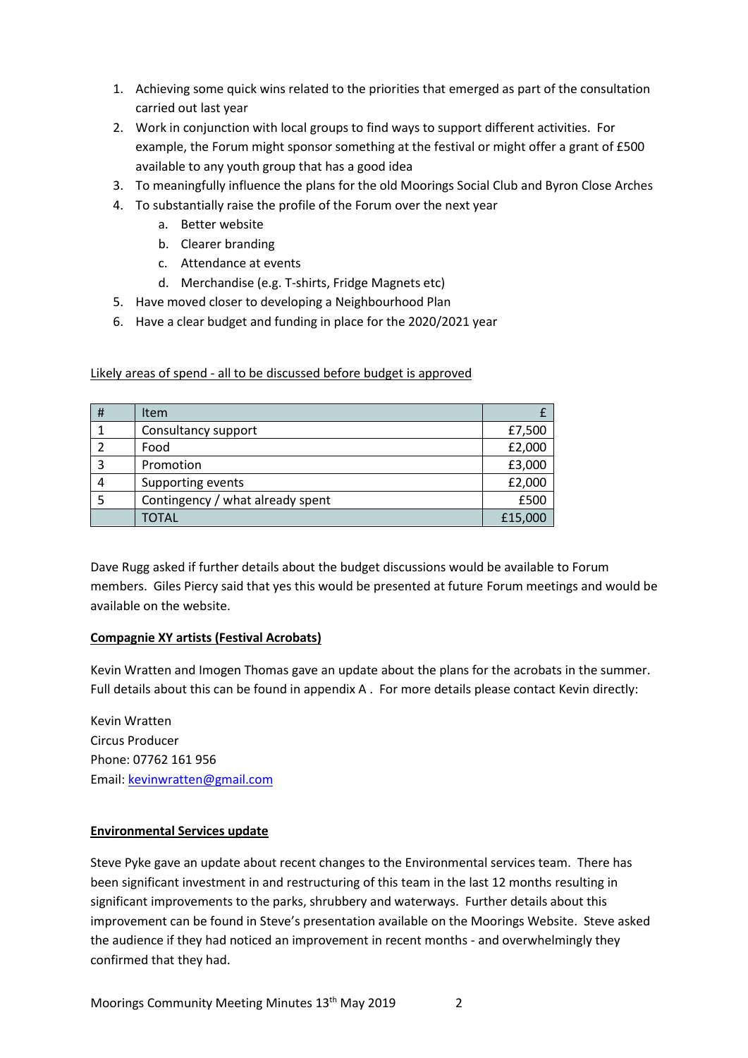1. Achieving some quick wins related to the priorities that emerged as part of the consultation carried out last year
2. Work in conjunction with local groups to find ways to support different activities. For example, the Forum might sponsor something at the festival or might offer a grant of £500 available to any youth group that has a good idea
3. To meaningfully influence the plans for the old Moorings Social Club and Byron Close Arches
4. To substantially raise the profile of the Forum over the next year
    a. Better website
    b. Clearer branding
    c. Attendance at events
    d. Merchandise (e.g. T-shirts, Fridge Magnets etc)
5. Have moved closer to developing a Neighbourhood Plan
6. Have a clear budget and funding in place for the 2020/2021 year

<u>Likely areas of spend - all to be discussed before budget is approved</u>

| # | Item | £ |
|---|---|---|
| 1 | Consultancy support | £7,500 |
| 2 | Food | £2,000 |
| 3 | Promotion | £3,000 |
| 4 | Supporting events | £2,000 |
| 5 | Contingency / what already spent | £500 |
| | TOTAL | £15,000 |

Dave Rugg asked if further details about the budget discussions would be available to Forum members. Giles Piercy said that yes this would be presented at future Forum meetings and would be available on the website.

**<u>Compagnie XY artists (Festival Acrobats)</u>**

Kevin Wratten and Imogen Thomas gave an update about the plans for the acrobats in the summer. Full details about this can be found in appendix A . For more details please contact Kevin directly:

Kevin Wratten
Circus Producer
Phone: 07762 161 956
Email: kevinwratten@gmail.com

**<u>Environmental Services update</u>**

Steve Pyke gave an update about recent changes to the Environmental services team. There has been significant investment in and restructuring of this team in the last 12 months resulting in significant improvements to the parks, shrubbery and waterways. Further details about this improvement can be found in Steve's presentation available on the Moorings Website. Steve asked the audience if they had noticed an improvement in recent months - and overwhelmingly they confirmed that they had.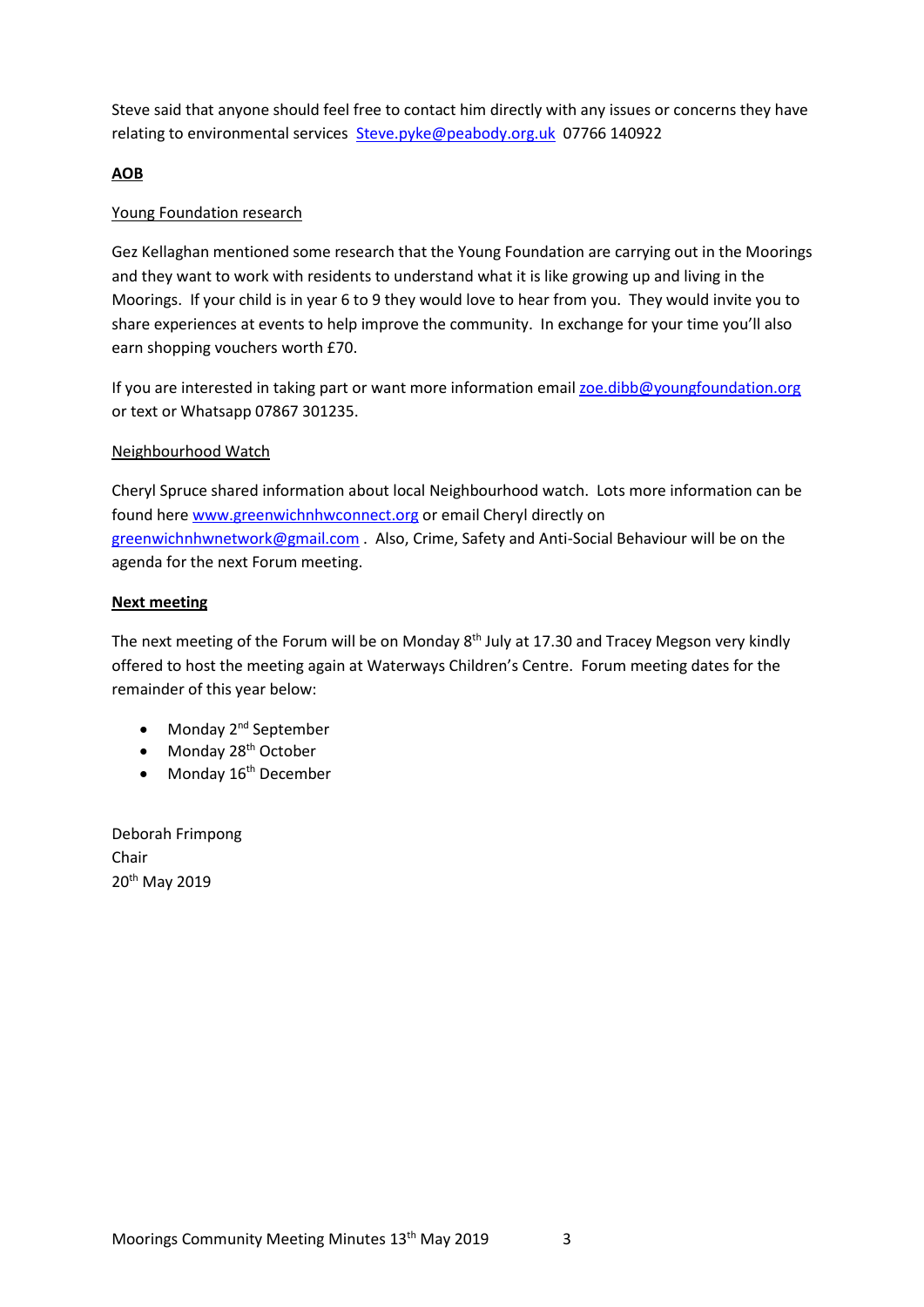Steve said that anyone should feel free to contact him directly with any issues or concerns they have relating to environmental services Steve.pyke@peabody.org.uk 07766 140922

**AOB**

Young Foundation research

Gez Kellaghan mentioned some research that the Young Foundation are carrying out in the Moorings and they want to work with residents to understand what it is like growing up and living in the Moorings. If your child is in year 6 to 9 they would love to hear from you. They would invite you to share experiences at events to help improve the community. In exchange for your time you'll also earn shopping vouchers worth £70.

If you are interested in taking part or want more information email zoe.dibb@youngfoundation.org or text or Whatsapp 07867 301235.

Neighbourhood Watch

Cheryl Spruce shared information about local Neighbourhood watch. Lots more information can be found here www.greenwichnhwconnect.org or email Cheryl directly on greenwichnhwnetwork@gmail.com . Also, Crime, Safety and Anti-Social Behaviour will be on the agenda for the next Forum meeting.

**Next meeting**

The next meeting of the Forum will be on Monday 8th July at 17.30 and Tracey Megson very kindly offered to host the meeting again at Waterways Children's Centre. Forum meeting dates for the remainder of this year below:

- Monday 2nd September
- Monday 28th October
- Monday 16th December

Deborah Frimpong
Chair
20th May 2019